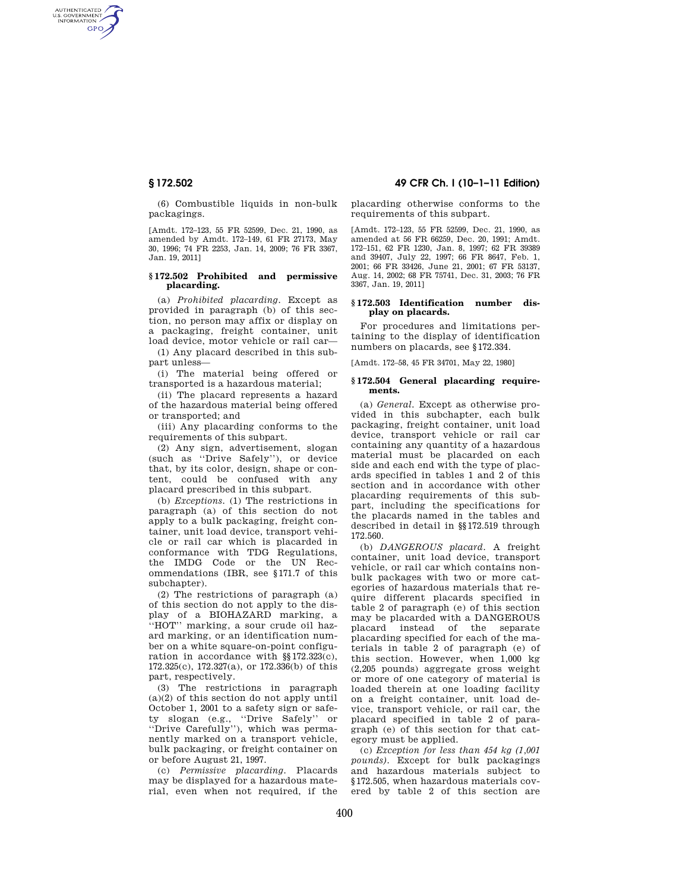(6) Combustible liquids in non-bulk packagings.

[Amdt. 172–123, 55 FR 52599, Dec. 21, 1990, as amended by Amdt. 172–149, 61 FR 27173, May 30, 1996; 74 FR 2253, Jan. 14, 2009; 76 FR 3367, Jan. 19, 2011]

### § 172.502 Prohibited and permissive placarding.

(a) *Prohibited placarding.* Except as provided in paragraph (b) of this section, no person may affix or display on a packaging, freight container, unit load device, motor vehicle or rail car—

(1) Any placard described in this subpart unless—

(i) The material being offered or transported is a hazardous material;

(ii) The placard represents a hazard of the hazardous material being offered or transported; and

(iii) Any placarding conforms to the requirements of this subpart.

(2) Any sign, advertisement, slogan (such as "Drive Safely"), or device that, by its color, design, shape or content, could be confused with any placard prescribed in this subpart.

(b) *Exceptions.* (1) The restrictions in paragraph (a) of this section do not apply to a bulk packaging, freight container, unit load device, transport vehicle or rail car which is placarded in conformance with TDG Regulations, the IMDG Code or the UN Recommendations (IBR, see §171.7 of this subchapter).

(2) The restrictions of paragraph (a) of this section do not apply to the display of a BIOHAZARD marking, a "HOT" marking, a sour crude oil hazard marking, or an identification number on a white square-on-point configuration in accordance with §§172.323(c), 172.325(c), 172.327(a), or 172.336(b) of this part, respectively.

(3) The restrictions in paragraph (a)(2) of this section do not apply until October 1, 2001 to a safety sign or safety slogan (e.g., "Drive Safely" or "Drive Carefully"), which was permanently marked on a transport vehicle, bulk packaging, or freight container on or before August 21, 1997.

(c) *Permissive placarding.* Placards may be displayed for a hazardous material, even when not required, if the placarding otherwise conforms to the requirements of this subpart.

[Amdt. 172–123, 55 FR 52599, Dec. 21, 1990, as amended at 56 FR 66259, Dec. 20, 1991; Amdt. 172–151, 62 FR 1230, Jan. 8, 1997; 62 FR 39389 and 39407, July 22, 1997; 66 FR 8647, Feb. 1, 2001; 66 FR 33426, June 21, 2001; 67 FR 53137, Aug. 14, 2002; 68 FR 75741, Dec. 31, 2003; 76 FR 3367, Jan. 19, 2011]

### § 172.503 Identification number display on placards.

For procedures and limitations pertaining to the display of identification numbers on placards, see §172.334.

[Amdt. 172–58, 45 FR 34701, May 22, 1980]

### § 172.504 General placarding requirements.

(a) *General.* Except as otherwise provided in this subchapter, each bulk packaging, freight container, unit load device, transport vehicle or rail car containing any quantity of a hazardous material must be placarded on each side and each end with the type of placards specified in tables 1 and 2 of this section and in accordance with other placarding requirements of this subpart, including the specifications for the placards named in the tables and described in detail in §§172.519 through 172.560.

(b) *DANGEROUS placard.* A freight container, unit load device, transport vehicle, or rail car which contains non-bulk packages with two or more categories of hazardous materials that require different placards specified in table 2 of paragraph (e) of this section may be placarded with a DANGEROUS placard instead of the separate placarding specified for each of the materials in table 2 of paragraph (e) of this section. However, when 1,000 kg (2,205 pounds) aggregate gross weight or more of one category of material is loaded therein at one loading facility on a freight container, unit load device, transport vehicle, or rail car, the placard specified in table 2 of paragraph (e) of this section for that category must be applied.

(c) *Exception for less than 454 kg (1,001 pounds).* Except for bulk packagings and hazardous materials subject to §172.505, when hazardous materials covered by table 2 of this section are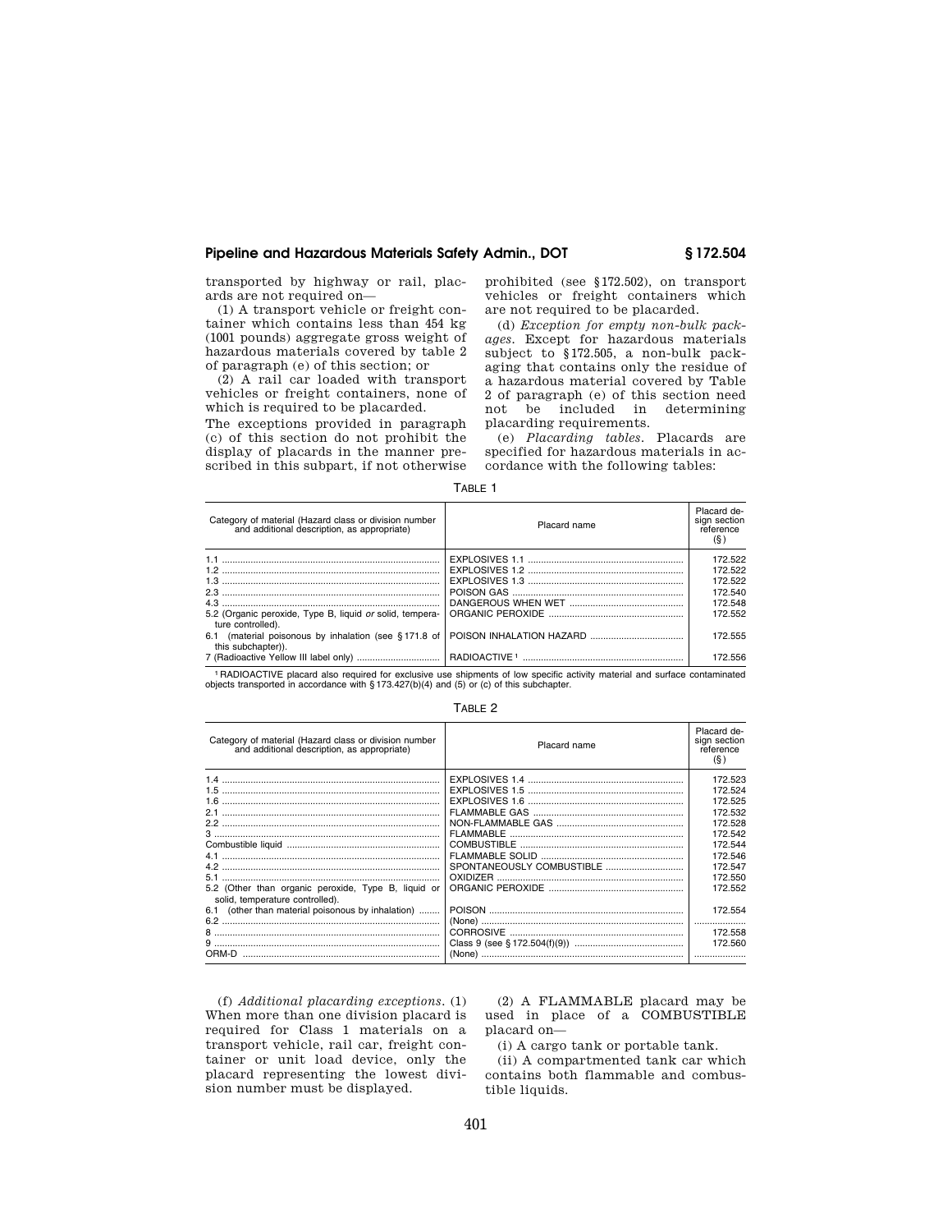transported by highway or rail, placards are not required on—

(1) A transport vehicle or freight container which contains less than 454 kg (1001 pounds) aggregate gross weight of hazardous materials covered by table 2 of paragraph (e) of this section; or

(2) A rail car loaded with transport vehicles or freight containers, none of which is required to be placarded.

The exceptions provided in paragraph (c) of this section do not prohibit the display of placards in the manner prescribed in this subpart, if not otherwise prohibited (see §172.502), on transport vehicles or freight containers which are not required to be placarded.

(d) *Exception for empty non-bulk packages.* Except for hazardous materials subject to §172.505, a non-bulk packaging that contains only the residue of a hazardous material covered by Table 2 of paragraph (e) of this section need not be included in determining placarding requirements.

(e) *Placarding tables.* Placards are specified for hazardous materials in accordance with the following tables:

TABLE 1

| Category of material (Hazard class or division number and additional description, as appropriate) | Placard name | Placard design section reference (§) |
|---|---|---|
| 1.1 | EXPLOSIVES 1.1 | 172.522 |
| 1.2 | EXPLOSIVES 1.2 | 172.522 |
| 1.3 | EXPLOSIVES 1.3 | 172.522 |
| 2.3 | POISON GAS | 172.540 |
| 4.3 | DANGEROUS WHEN WET | 172.548 |
| 5.2 (Organic peroxide, Type B, liquid *or* solid, temperature controlled). | ORGANIC PEROXIDE | 172.552 |
| 6.1 (material poisonous by inhalation (see §171.8 of this subchapter)). | POISON INHALATION HAZARD | 172.555 |
| 7 (Radioactive Yellow III label only) | RADIOACTIVE [1] | 172.556 |

[1] RADIOACTIVE placard also required for exclusive use shipments of low specific activity material and surface contaminated objects transported in accordance with §173.427(b)(4) and (5) or (c) of this subchapter.

TABLE 2

| Category of material (Hazard class or division number and additional description, as appropriate) | Placard name | Placard design section reference (§) |
|---|---|---|
| 1.4 | EXPLOSIVES 1.4 | 172.523 |
| 1.5 | EXPLOSIVES 1.5 | 172.524 |
| 1.6 | EXPLOSIVES 1.6 | 172.525 |
| 2.1 | FLAMMABLE GAS | 172.532 |
| 2.2 | NON-FLAMMABLE GAS | 172.528 |
| 3 | FLAMMABLE | 172.542 |
| Combustible liquid | COMBUSTIBLE | 172.544 |
| 4.1 | FLAMMABLE SOLID | 172.546 |
| 4.2 | SPONTANEOUSLY COMBUSTIBLE | 172.547 |
| 5.1 | OXIDIZER | 172.550 |
| 5.2 (Other than organic peroxide, Type B, liquid or solid, temperature controlled). | ORGANIC PEROXIDE | 172.552 |
| 6.1 (other than material poisonous by inhalation) | POISON | 172.554 |
| 6.2 | (None) | |
| 8 | CORROSIVE | 172.558 |
| 9 | Class 9 (see §172.504(f)(9)) | 172.560 |
| ORM-D | (None) | |

(f) *Additional placarding exceptions.* (1) When more than one division placard is required for Class 1 materials on a transport vehicle, rail car, freight container or unit load device, only the placard representing the lowest division number must be displayed.

(2) A FLAMMABLE placard may be used in place of a COMBUSTIBLE placard on—

(i) A cargo tank or portable tank.

(ii) A compartmented tank car which contains both flammable and combustible liquids.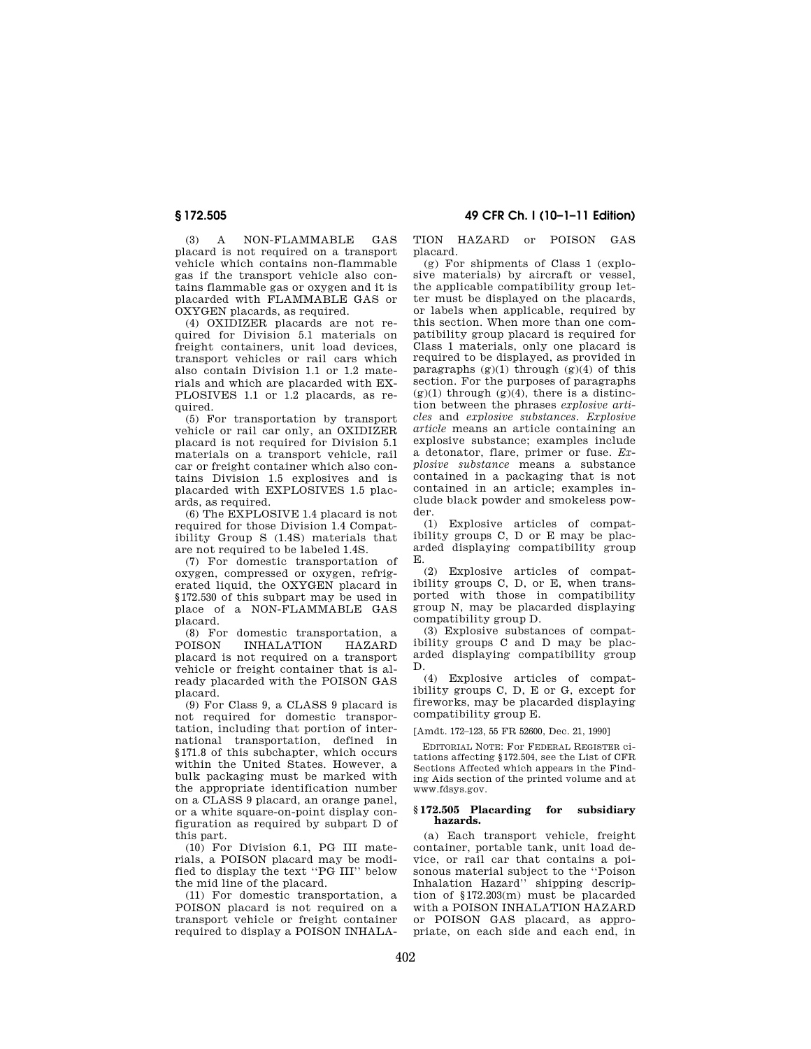(3) A NON-FLAMMABLE GAS placard is not required on a transport vehicle which contains non-flammable gas if the transport vehicle also contains flammable gas or oxygen and it is placarded with FLAMMABLE GAS or OXYGEN placards, as required.

(4) OXIDIZER placards are not required for Division 5.1 materials on freight containers, unit load devices, transport vehicles or rail cars which also contain Division 1.1 or 1.2 materials and which are placarded with EXPLOSIVES 1.1 or 1.2 placards, as required.

(5) For transportation by transport vehicle or rail car only, an OXIDIZER placard is not required for Division 5.1 materials on a transport vehicle, rail car or freight container which also contains Division 1.5 explosives and is placarded with EXPLOSIVES 1.5 placards, as required.

(6) The EXPLOSIVE 1.4 placard is not required for those Division 1.4 Compatibility Group S (1.4S) materials that are not required to be labeled 1.4S.

(7) For domestic transportation of oxygen, compressed or oxygen, refrigerated liquid, the OXYGEN placard in §172.530 of this subpart may be used in place of a NON-FLAMMABLE GAS placard.

(8) For domestic transportation, a POISON INHALATION HAZARD placard is not required on a transport vehicle or freight container that is already placarded with the POISON GAS placard.

(9) For Class 9, a CLASS 9 placard is not required for domestic transportation, including that portion of international transportation, defined in §171.8 of this subchapter, which occurs within the United States. However, a bulk packaging must be marked with the appropriate identification number on a CLASS 9 placard, an orange panel, or a white square-on-point display configuration as required by subpart D of this part.

(10) For Division 6.1, PG III materials, a POISON placard may be modified to display the text ''PG III'' below the mid line of the placard.

(11) For domestic transportation, a POISON placard is not required on a transport vehicle or freight container required to display a POISON INHALATION HAZARD or POISON GAS placard.

(g) For shipments of Class 1 (explosive materials) by aircraft or vessel, the applicable compatibility group letter must be displayed on the placards, or labels when applicable, required by this section. When more than one compatibility group placard is required for Class 1 materials, only one placard is required to be displayed, as provided in paragraphs (g)(1) through (g)(4) of this section. For the purposes of paragraphs (g)(1) through (g)(4), there is a distinction between the phrases *explosive articles* and *explosive substances*. *Explosive article* means an article containing an explosive substance; examples include a detonator, flare, primer or fuse. *Explosive substance* means a substance contained in a packaging that is not contained in an article; examples include black powder and smokeless powder.

(1) Explosive articles of compatibility groups C, D or E may be placarded displaying compatibility group E.

(2) Explosive articles of compatibility groups C, D, or E, when transported with those in compatibility group N, may be placarded displaying compatibility group D.

(3) Explosive substances of compatibility groups C and D may be placarded displaying compatibility group D.

(4) Explosive articles of compatibility groups C, D, E or G, except for fireworks, may be placarded displaying compatibility group E.

[Amdt. 172–123, 55 FR 52600, Dec. 21, 1990]

EDITORIAL NOTE: For FEDERAL REGISTER citations affecting §172.504, see the List of CFR Sections Affected which appears in the Finding Aids section of the printed volume and at www.fdsys.gov.

### §172.505 Placarding for subsidiary hazards.

(a) Each transport vehicle, freight container, portable tank, unit load device, or rail car that contains a poisonous material subject to the ''Poison Inhalation Hazard'' shipping description of §172.203(m) must be placarded with a POISON INHALATION HAZARD or POISON GAS placard, as appropriate, on each side and each end, in